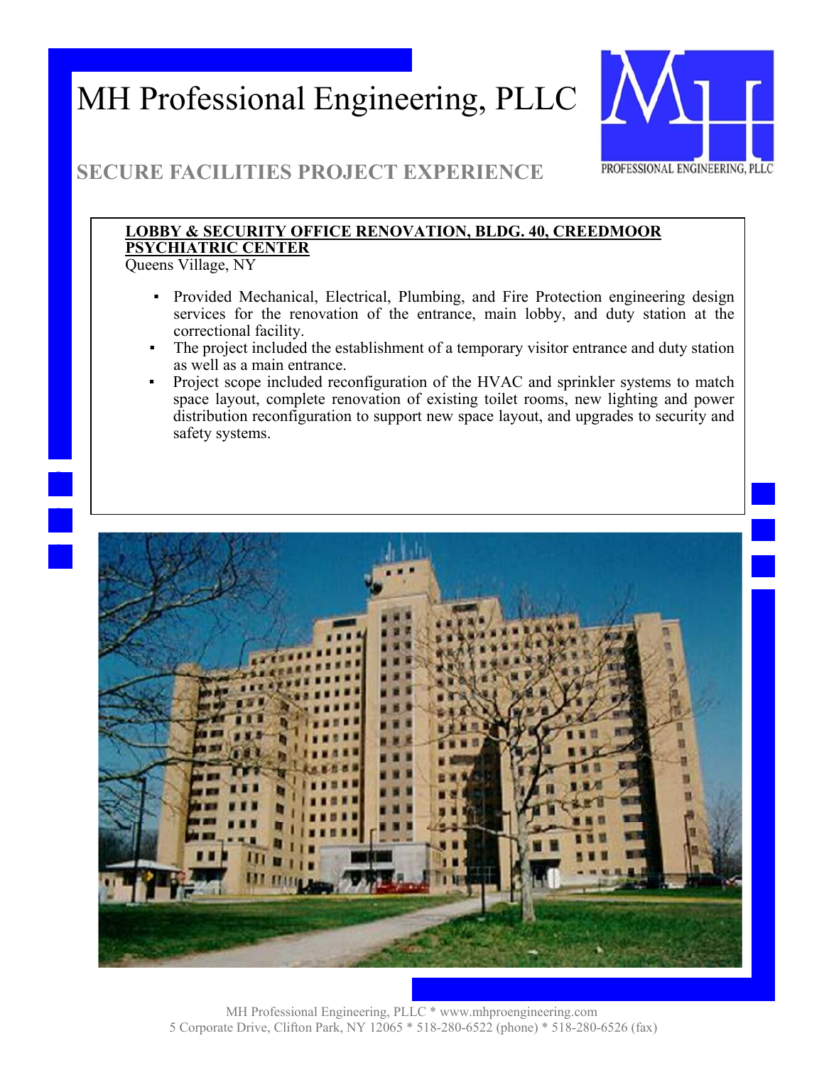# MH Professional Engineering, PLLC

## SECURE FACILITIES PROJECT EXPERIENCE

**LOBBY & SECURITY OFFICE RENOVATION, BLDG. 40, CREEDMOOR PSYCHIATRIC CENTER**
Queens Village, NY

- Provided Mechanical, Electrical, Plumbing, and Fire Protection engineering design services for the renovation of the entrance, main lobby, and duty station at the correctional facility.
- The project included the establishment of a temporary visitor entrance and duty station as well as a main entrance.
- Project scope included reconfiguration of the HVAC and sprinkler systems to match space layout, complete renovation of existing toilet rooms, new lighting and power distribution reconfiguration to support new space layout, and upgrades to security and safety systems.

MH Professional Engineering, PLLC * www.mhproengineering.com
5 Corporate Drive, Clifton Park, NY 12065 * 518-280-6522 (phone) * 518-280-6526 (fax)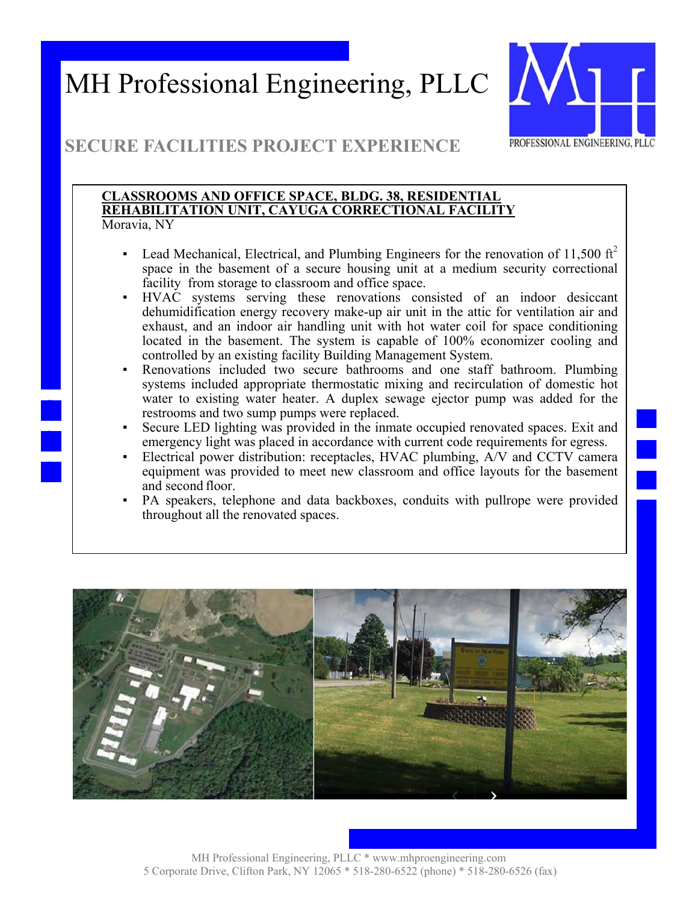# MH Professional Engineering, PLLC

## SECURE FACILITIES PROJECT EXPERIENCE

**CLASSROOMS AND OFFICE SPACE, BLDG. 38, RESIDENTIAL REHABILITATION UNIT, CAYUGA CORRECTIONAL FACILITY**
Moravia, NY

- Lead Mechanical, Electrical, and Plumbing Engineers for the renovation of 11,500 $ft^2$ space in the basement of a secure housing unit at a medium security correctional facility from storage to classroom and office space.
- HVAC systems serving these renovations consisted of an indoor desiccant dehumidification energy recovery make-up air unit in the attic for ventilation air and exhaust, and an indoor air handling unit with hot water coil for space conditioning located in the basement. The system is capable of 100% economizer cooling and controlled by an existing facility Building Management System.
- Renovations included two secure bathrooms and one staff bathroom. Plumbing systems included appropriate thermostatic mixing and recirculation of domestic hot water to existing water heater. A duplex sewage ejector pump was added for the restrooms and two sump pumps were replaced.
- Secure LED lighting was provided in the inmate occupied renovated spaces. Exit and emergency light was placed in accordance with current code requirements for egress.
- Electrical power distribution: receptacles, HVAC plumbing, A/V and CCTV camera equipment was provided to meet new classroom and office layouts for the basement and second floor.
- PA speakers, telephone and data backboxes, conduits with pullrope were provided throughout all the renovated spaces.

MH Professional Engineering, PLLC * www.mhproengineering.com
5 Corporate Drive, Clifton Park, NY 12065 * 518-280-6522 (phone) * 518-280-6526 (fax)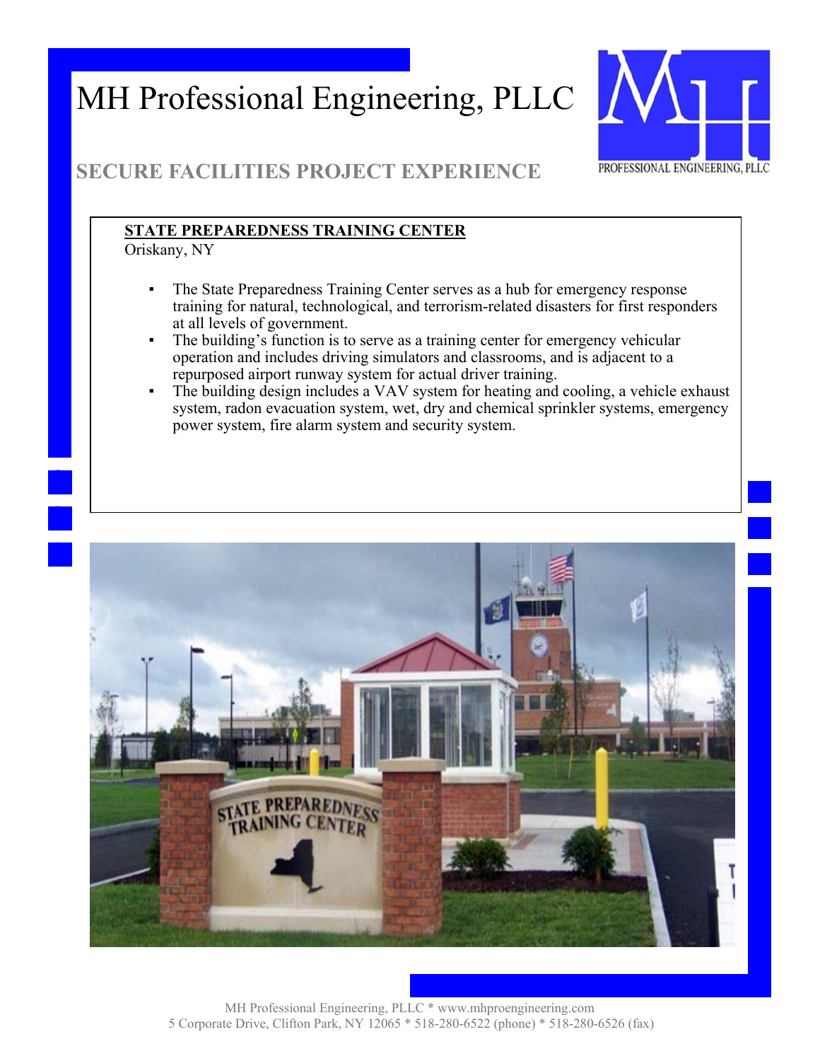# MH Professional Engineering, PLLC

## SECURE FACILITIES PROJECT EXPERIENCE

**STATE PREPAREDNESS TRAINING CENTER**
Oriskany, NY

- The State Preparedness Training Center serves as a hub for emergency response training for natural, technological, and terrorism-related disasters for first responders at all levels of government.
- The building's function is to serve as a training center for emergency vehicular operation and includes driving simulators and classrooms, and is adjacent to a repurposed airport runway system for actual driver training.
- The building design includes a VAV system for heating and cooling, a vehicle exhaust system, radon evacuation system, wet, dry and chemical sprinkler systems, emergency power system, fire alarm system and security system.

MH Professional Engineering, PLLC * www.mhproengineering.com
5 Corporate Drive, Clifton Park, NY 12065 * 518-280-6522 (phone) * 518-280-6526 (fax)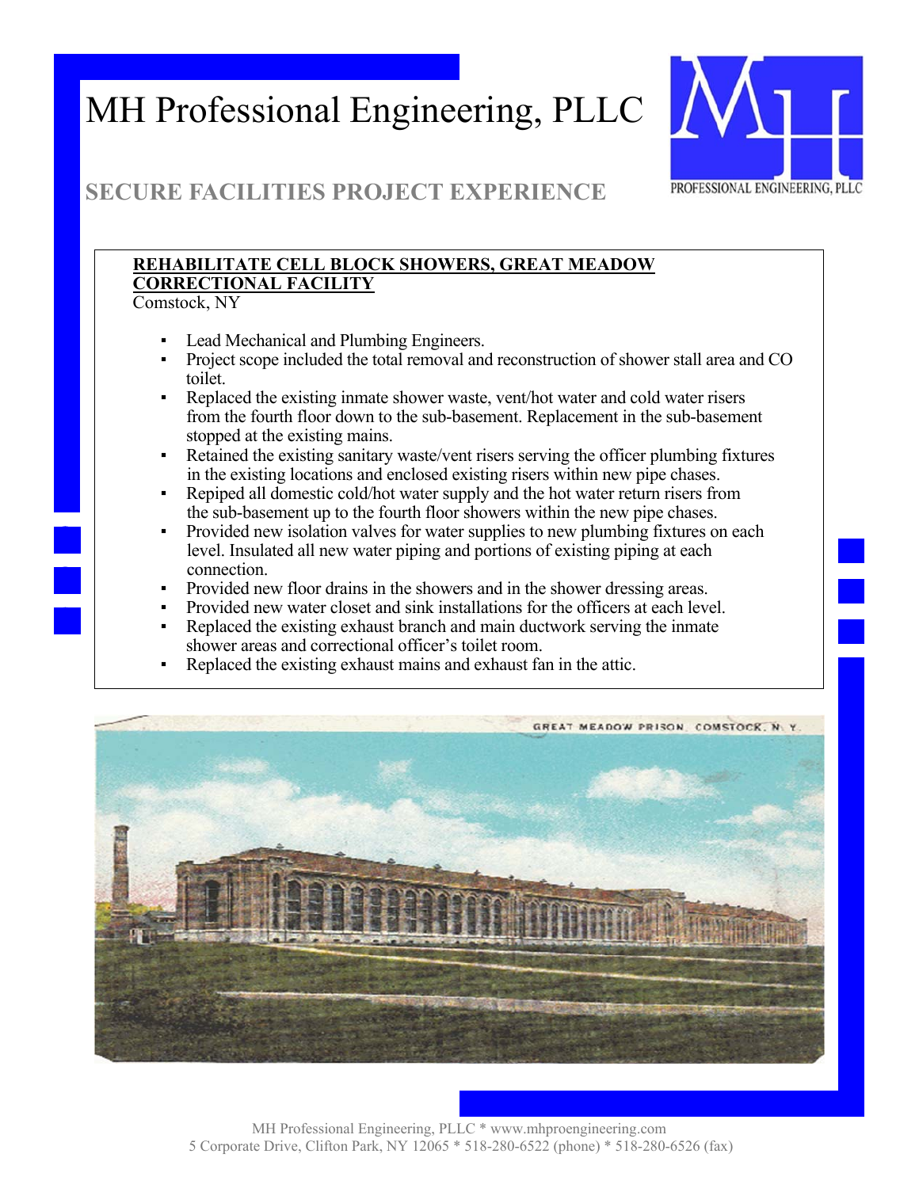# MH Professional Engineering, PLLC

PROFESSIONAL ENGINEERING, PLLC

## SECURE FACILITIES PROJECT EXPERIENCE

**REHABILITATE CELL BLOCK SHOWERS, GREAT MEADOW CORRECTIONAL FACILITY**
Comstock, NY

- Lead Mechanical and Plumbing Engineers.
- Project scope included the total removal and reconstruction of shower stall area and CO toilet.
- Replaced the existing inmate shower waste, vent/hot water and cold water risers from the fourth floor down to the sub-basement. Replacement in the sub-basement stopped at the existing mains.
- Retained the existing sanitary waste/vent risers serving the officer plumbing fixtures in the existing locations and enclosed existing risers within new pipe chases.
- Repiped all domestic cold/hot water supply and the hot water return risers from the sub-basement up to the fourth floor showers within the new pipe chases.
- Provided new isolation valves for water supplies to new plumbing fixtures on each level. Insulated all new water piping and portions of existing piping at each connection.
- Provided new floor drains in the showers and in the shower dressing areas.
- Provided new water closet and sink installations for the officers at each level.
- Replaced the existing exhaust branch and main ductwork serving the inmate shower areas and correctional officer's toilet room.
- Replaced the existing exhaust mains and exhaust fan in the attic.

GREAT MEADOW PRISON, COMSTOCK, N. Y.

MH Professional Engineering, PLLC * www.mhproengineering.com
5 Corporate Drive, Clifton Park, NY 12065 * 518-280-6522 (phone) * 518-280-6526 (fax)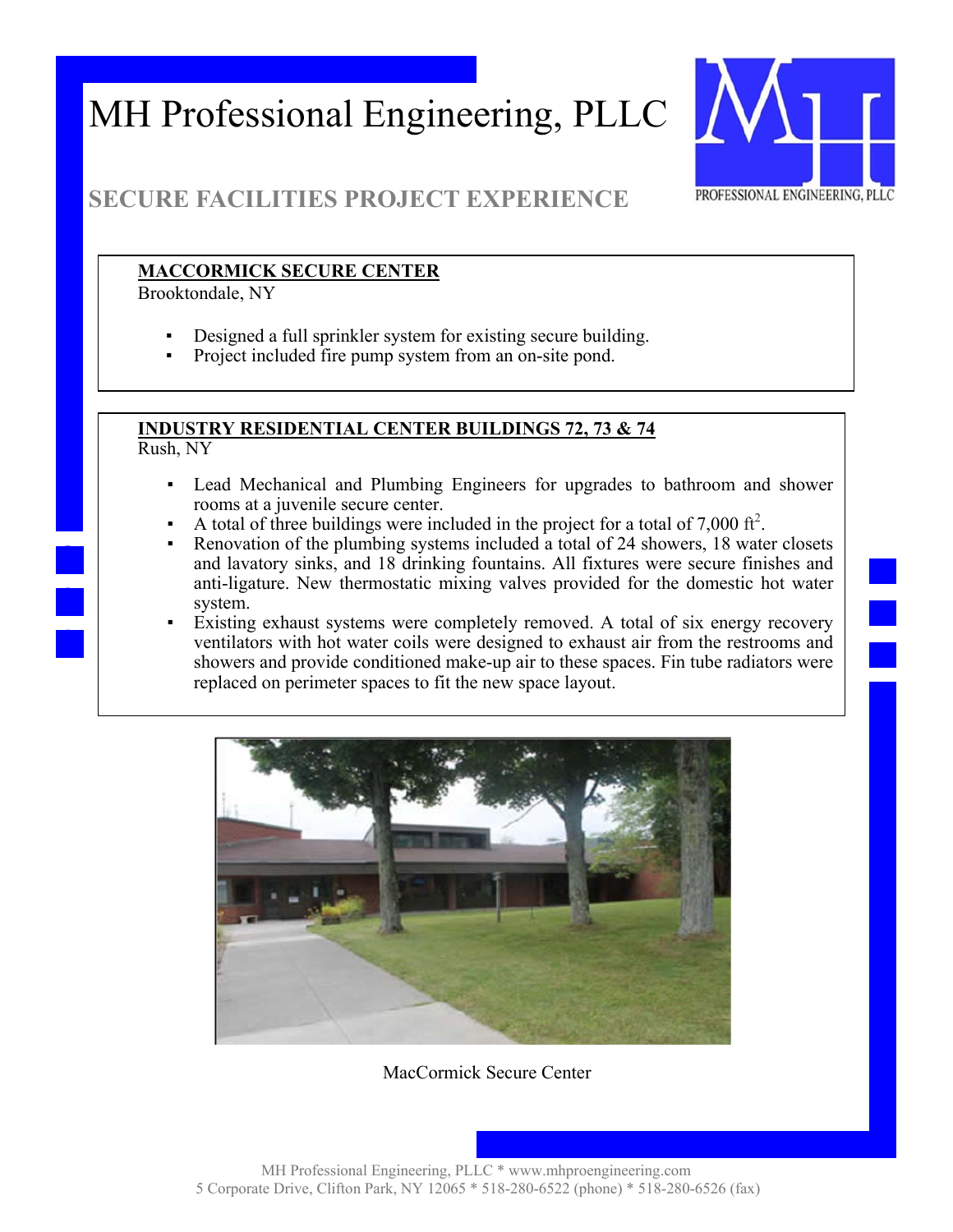# MH Professional Engineering, PLLC

## SECURE FACILITIES PROJECT EXPERIENCE

**MACCORMICK SECURE CENTER**
Brooktondale, NY

- Designed a full sprinkler system for existing secure building.
- Project included fire pump system from an on-site pond.

**INDUSTRY RESIDENTIAL CENTER BUILDINGS 72, 73 & 74**
Rush, NY

- Lead Mechanical and Plumbing Engineers for upgrades to bathroom and shower rooms at a juvenile secure center.
- A total of three buildings were included in the project for a total of 7,000 $ft^2$.
- Renovation of the plumbing systems included a total of 24 showers, 18 water closets and lavatory sinks, and 18 drinking fountains. All fixtures were secure finishes and anti-ligature. New thermostatic mixing valves provided for the domestic hot water system.
- Existing exhaust systems were completely removed. A total of six energy recovery ventilators with hot water coils were designed to exhaust air from the restrooms and showers and provide conditioned make-up air to these spaces. Fin tube radiators were replaced on perimeter spaces to fit the new space layout.

MacCormick Secure Center

MH Professional Engineering, PLLC * www.mhproengineering.com
5 Corporate Drive, Clifton Park, NY 12065 * 518-280-6522 (phone) * 518-280-6526 (fax)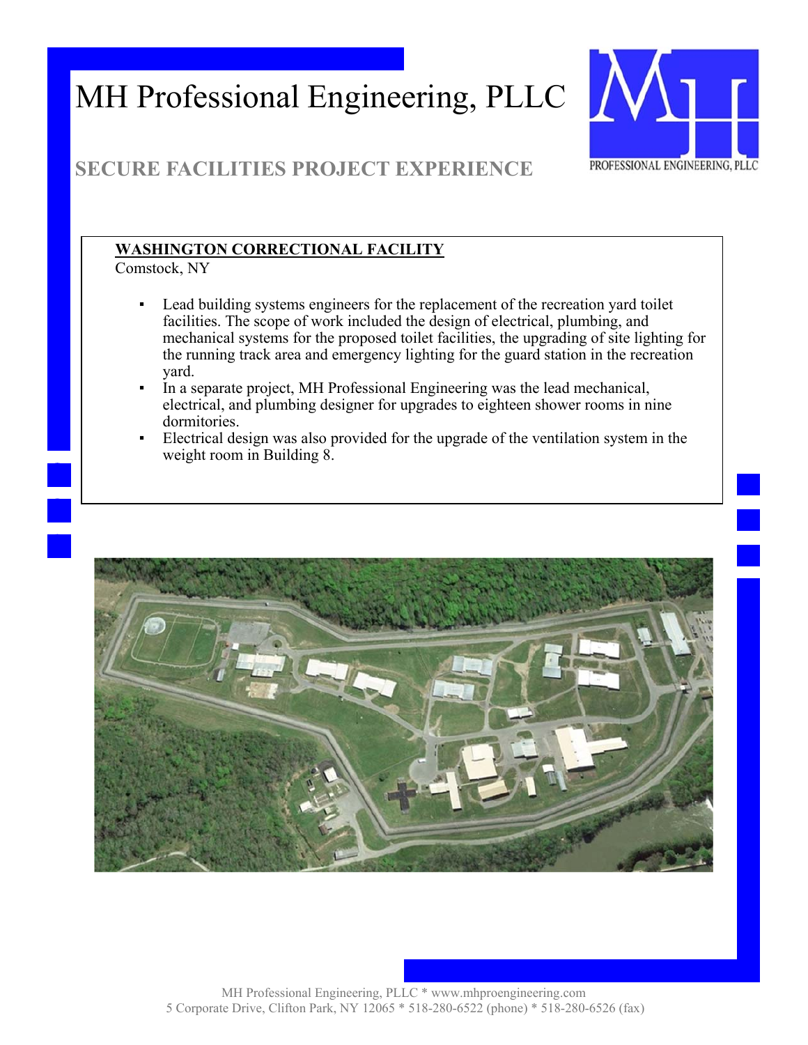# MH Professional Engineering, PLLC

## SECURE FACILITIES PROJECT EXPERIENCE

**WASHINGTON CORRECTIONAL FACILITY**
Comstock, NY

- Lead building systems engineers for the replacement of the recreation yard toilet facilities. The scope of work included the design of electrical, plumbing, and mechanical systems for the proposed toilet facilities, the upgrading of site lighting for the running track area and emergency lighting for the guard station in the recreation yard.
- In a separate project, MH Professional Engineering was the lead mechanical, electrical, and plumbing designer for upgrades to eighteen shower rooms in nine dormitories.
- Electrical design was also provided for the upgrade of the ventilation system in the weight room in Building 8.

MH Professional Engineering, PLLC * www.mhproengineering.com
5 Corporate Drive, Clifton Park, NY 12065 * 518-280-6522 (phone) * 518-280-6526 (fax)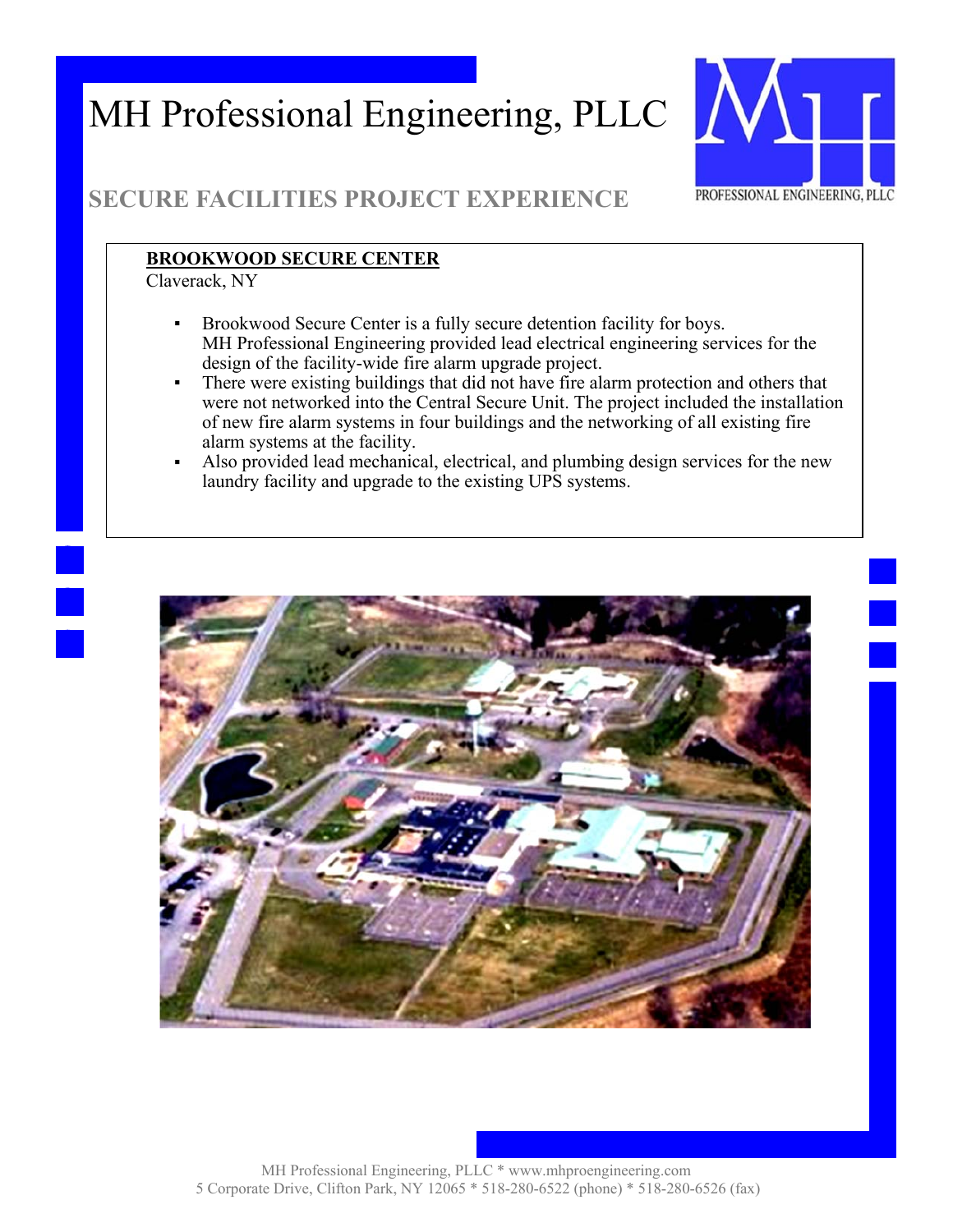# MH Professional Engineering, PLLC

PROFESSIONAL ENGINEERING, PLLC

## SECURE FACILITIES PROJECT EXPERIENCE

**BROOKWOOD SECURE CENTER**
Claverack, NY

- Brookwood Secure Center is a fully secure detention facility for boys. MH Professional Engineering provided lead electrical engineering services for the design of the facility-wide fire alarm upgrade project.
- There were existing buildings that did not have fire alarm protection and others that were not networked into the Central Secure Unit. The project included the installation of new fire alarm systems in four buildings and the networking of all existing fire alarm systems at the facility.
- Also provided lead mechanical, electrical, and plumbing design services for the new laundry facility and upgrade to the existing UPS systems.

MH Professional Engineering, PLLC * www.mhproengineering.com
5 Corporate Drive, Clifton Park, NY 12065 * 518-280-6522 (phone) * 518-280-6526 (fax)